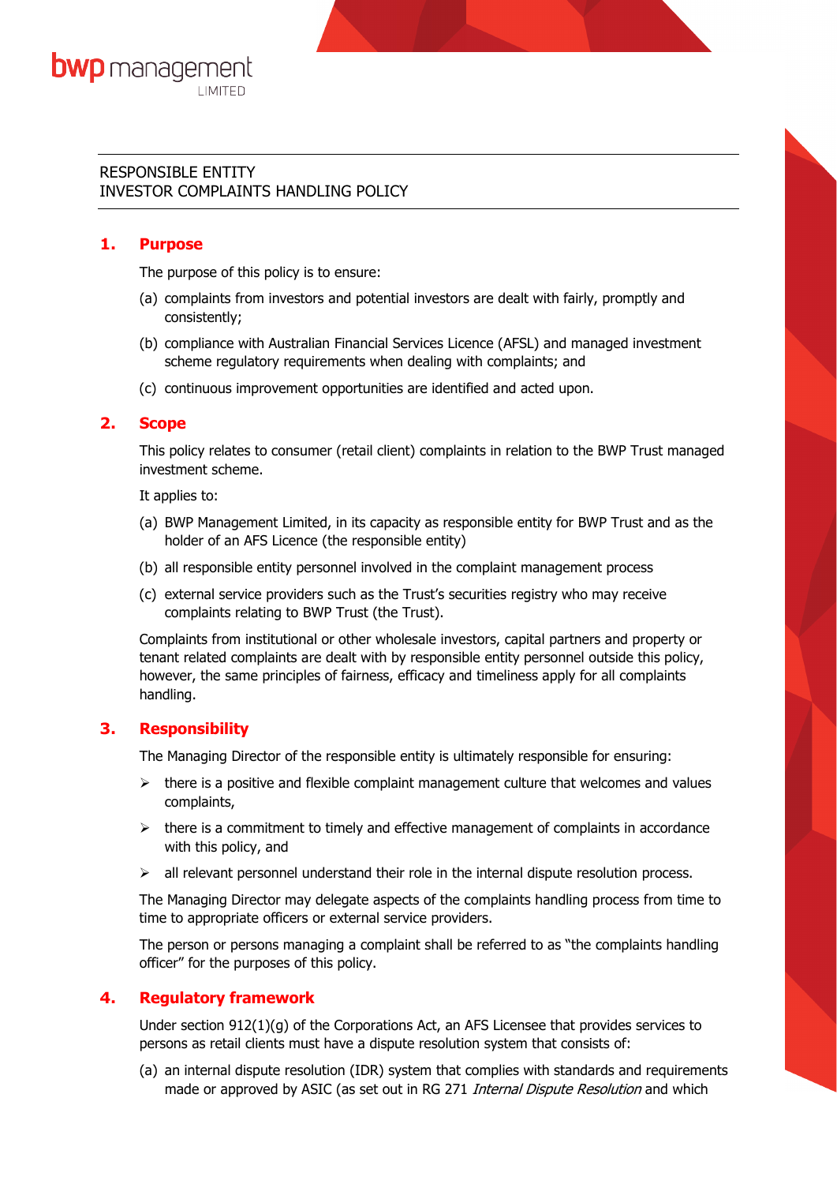bwp management LIMITED

RESPONSIBLE ENTITY
INVESTOR COMPLAINTS HANDLING POLICY

## 1. Purpose

The purpose of this policy is to ensure:

(a) complaints from investors and potential investors are dealt with fairly, promptly and consistently;

(b) compliance with Australian Financial Services Licence (AFSL) and managed investment scheme regulatory requirements when dealing with complaints; and

(c) continuous improvement opportunities are identified and acted upon.

## 2. Scope

This policy relates to consumer (retail client) complaints in relation to the BWP Trust managed investment scheme.

It applies to:

(a) BWP Management Limited, in its capacity as responsible entity for BWP Trust and as the holder of an AFS Licence (the responsible entity)

(b) all responsible entity personnel involved in the complaint management process

(c) external service providers such as the Trust's securities registry who may receive complaints relating to BWP Trust (the Trust).

Complaints from institutional or other wholesale investors, capital partners and property or tenant related complaints are dealt with by responsible entity personnel outside this policy, however, the same principles of fairness, efficacy and timeliness apply for all complaints handling.

## 3. Responsibility

The Managing Director of the responsible entity is ultimately responsible for ensuring:

- there is a positive and flexible complaint management culture that welcomes and values complaints,
- there is a commitment to timely and effective management of complaints in accordance with this policy, and
- all relevant personnel understand their role in the internal dispute resolution process.

The Managing Director may delegate aspects of the complaints handling process from time to time to appropriate officers or external service providers.

The person or persons managing a complaint shall be referred to as "the complaints handling officer" for the purposes of this policy.

## 4. Regulatory framework

Under section 912(1)(g) of the Corporations Act, an AFS Licensee that provides services to persons as retail clients must have a dispute resolution system that consists of:

(a) an internal dispute resolution (IDR) system that complies with standards and requirements made or approved by ASIC (as set out in RG 271 *Internal Dispute Resolution* and which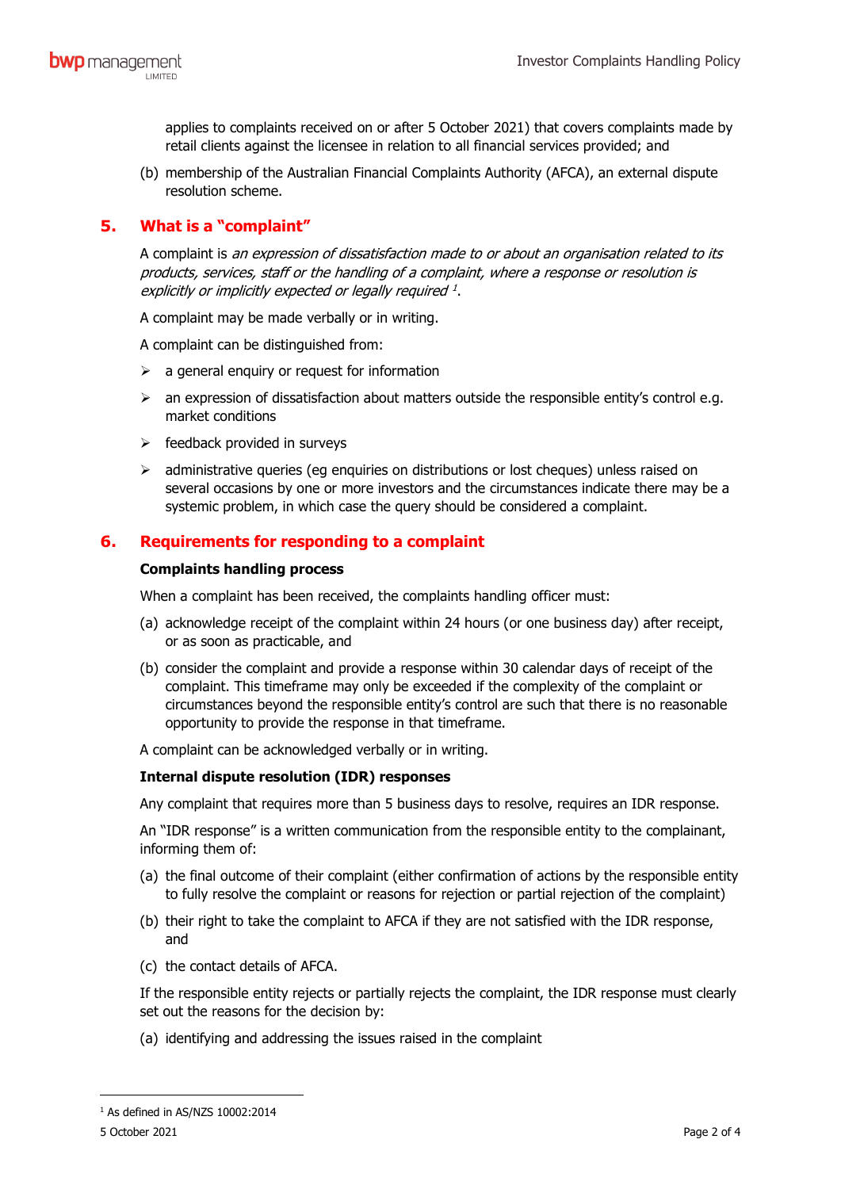applies to complaints received on or after 5 October 2021) that covers complaints made by retail clients against the licensee in relation to all financial services provided; and

(b) membership of the Australian Financial Complaints Authority (AFCA), an external dispute resolution scheme.

## 5. What is a "complaint"

A complaint is *an expression of dissatisfaction made to or about an organisation related to its products, services, staff or the handling of a complaint, where a response or resolution is explicitly or implicitly expected or legally required* [1].

A complaint may be made verbally or in writing.

A complaint can be distinguished from:

- a general enquiry or request for information
- an expression of dissatisfaction about matters outside the responsible entity's control e.g. market conditions
- feedback provided in surveys
- administrative queries (eg enquiries on distributions or lost cheques) unless raised on several occasions by one or more investors and the circumstances indicate there may be a systemic problem, in which case the query should be considered a complaint.

## 6. Requirements for responding to a complaint

**Complaints handling process**

When a complaint has been received, the complaints handling officer must:

(a) acknowledge receipt of the complaint within 24 hours (or one business day) after receipt, or as soon as practicable, and

(b) consider the complaint and provide a response within 30 calendar days of receipt of the complaint. This timeframe may only be exceeded if the complexity of the complaint or circumstances beyond the responsible entity's control are such that there is no reasonable opportunity to provide the response in that timeframe.

A complaint can be acknowledged verbally or in writing.

**Internal dispute resolution (IDR) responses**

Any complaint that requires more than 5 business days to resolve, requires an IDR response.

An "IDR response" is a written communication from the responsible entity to the complainant, informing them of:

(a) the final outcome of their complaint (either confirmation of actions by the responsible entity to fully resolve the complaint or reasons for rejection or partial rejection of the complaint)

(b) their right to take the complaint to AFCA if they are not satisfied with the IDR response, and

(c) the contact details of AFCA.

If the responsible entity rejects or partially rejects the complaint, the IDR response must clearly set out the reasons for the decision by:

(a) identifying and addressing the issues raised in the complaint

---

[1] As defined in AS/NZS 10002:2014

5 October 2021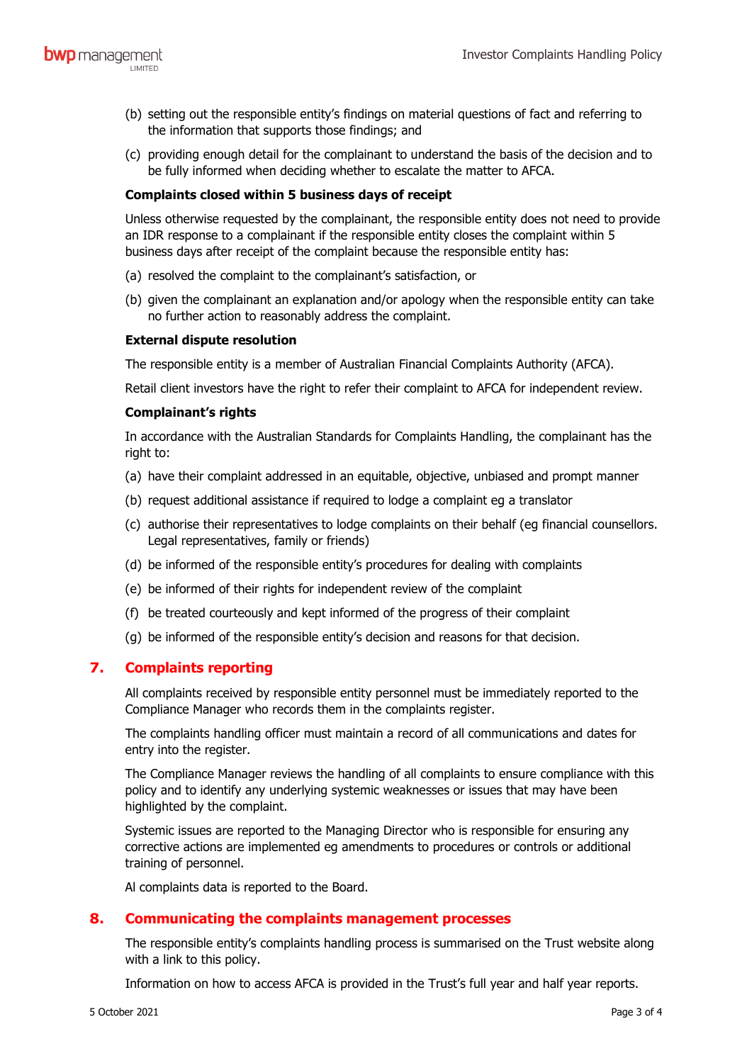(b) setting out the responsible entity's findings on material questions of fact and referring to the information that supports those findings; and

(c) providing enough detail for the complainant to understand the basis of the decision and to be fully informed when deciding whether to escalate the matter to AFCA.

**Complaints closed within 5 business days of receipt**

Unless otherwise requested by the complainant, the responsible entity does not need to provide an IDR response to a complainant if the responsible entity closes the complaint within 5 business days after receipt of the complaint because the responsible entity has:

(a) resolved the complaint to the complainant's satisfaction, or

(b) given the complainant an explanation and/or apology when the responsible entity can take no further action to reasonably address the complaint.

**External dispute resolution**

The responsible entity is a member of Australian Financial Complaints Authority (AFCA).

Retail client investors have the right to refer their complaint to AFCA for independent review.

**Complainant's rights**

In accordance with the Australian Standards for Complaints Handling, the complainant has the right to:

(a) have their complaint addressed in an equitable, objective, unbiased and prompt manner

(b) request additional assistance if required to lodge a complaint eg a translator

(c) authorise their representatives to lodge complaints on their behalf (eg financial counsellors. Legal representatives, family or friends)

(d) be informed of the responsible entity's procedures for dealing with complaints

(e) be informed of their rights for independent review of the complaint

(f) be treated courteously and kept informed of the progress of their complaint

(g) be informed of the responsible entity's decision and reasons for that decision.

## 7. Complaints reporting

All complaints received by responsible entity personnel must be immediately reported to the Compliance Manager who records them in the complaints register.

The complaints handling officer must maintain a record of all communications and dates for entry into the register.

The Compliance Manager reviews the handling of all complaints to ensure compliance with this policy and to identify any underlying systemic weaknesses or issues that may have been highlighted by the complaint.

Systemic issues are reported to the Managing Director who is responsible for ensuring any corrective actions are implemented eg amendments to procedures or controls or additional training of personnel.

Al complaints data is reported to the Board.

## 8. Communicating the complaints management processes

The responsible entity's complaints handling process is summarised on the Trust website along with a link to this policy.

Information on how to access AFCA is provided in the Trust's full year and half year reports.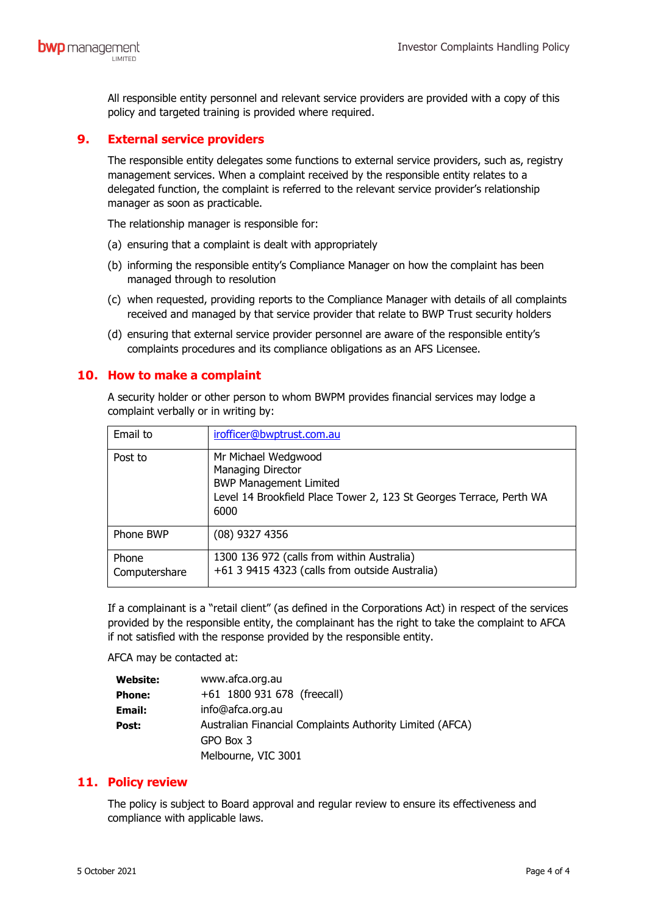All responsible entity personnel and relevant service providers are provided with a copy of this policy and targeted training is provided where required.

## 9. External service providers

The responsible entity delegates some functions to external service providers, such as, registry management services. When a complaint received by the responsible entity relates to a delegated function, the complaint is referred to the relevant service provider's relationship manager as soon as practicable.

The relationship manager is responsible for:

(a) ensuring that a complaint is dealt with appropriately

(b) informing the responsible entity's Compliance Manager on how the complaint has been managed through to resolution

(c) when requested, providing reports to the Compliance Manager with details of all complaints received and managed by that service provider that relate to BWP Trust security holders

(d) ensuring that external service provider personnel are aware of the responsible entity's complaints procedures and its compliance obligations as an AFS Licensee.

## 10. How to make a complaint

A security holder or other person to whom BWPM provides financial services may lodge a complaint verbally or in writing by:

| | |
|---|---|
| Email to | irofficer@bwptrust.com.au |
| Post to | Mr Michael Wedgwood<br>Managing Director<br>BWP Management Limited<br>Level 14 Brookfield Place Tower 2, 123 St Georges Terrace, Perth WA 6000 |
| Phone BWP | (08) 9327 4356 |
| Phone Computershare | 1300 136 972 (calls from within Australia)<br>+61 3 9415 4323 (calls from outside Australia) |

If a complainant is a "retail client" (as defined in the Corporations Act) in respect of the services provided by the responsible entity, the complainant has the right to take the complaint to AFCA if not satisfied with the response provided by the responsible entity.

AFCA may be contacted at:

| | |
|---|---|
| **Website:** | www.afca.org.au |
| **Phone:** | +61 1800 931 678 (freecall) |
| **Email:** | info@afca.org.au |
| **Post:** | Australian Financial Complaints Authority Limited (AFCA)<br>GPO Box 3<br>Melbourne, VIC 3001 |

## 11. Policy review

The policy is subject to Board approval and regular review to ensure its effectiveness and compliance with applicable laws.

5 October 2021